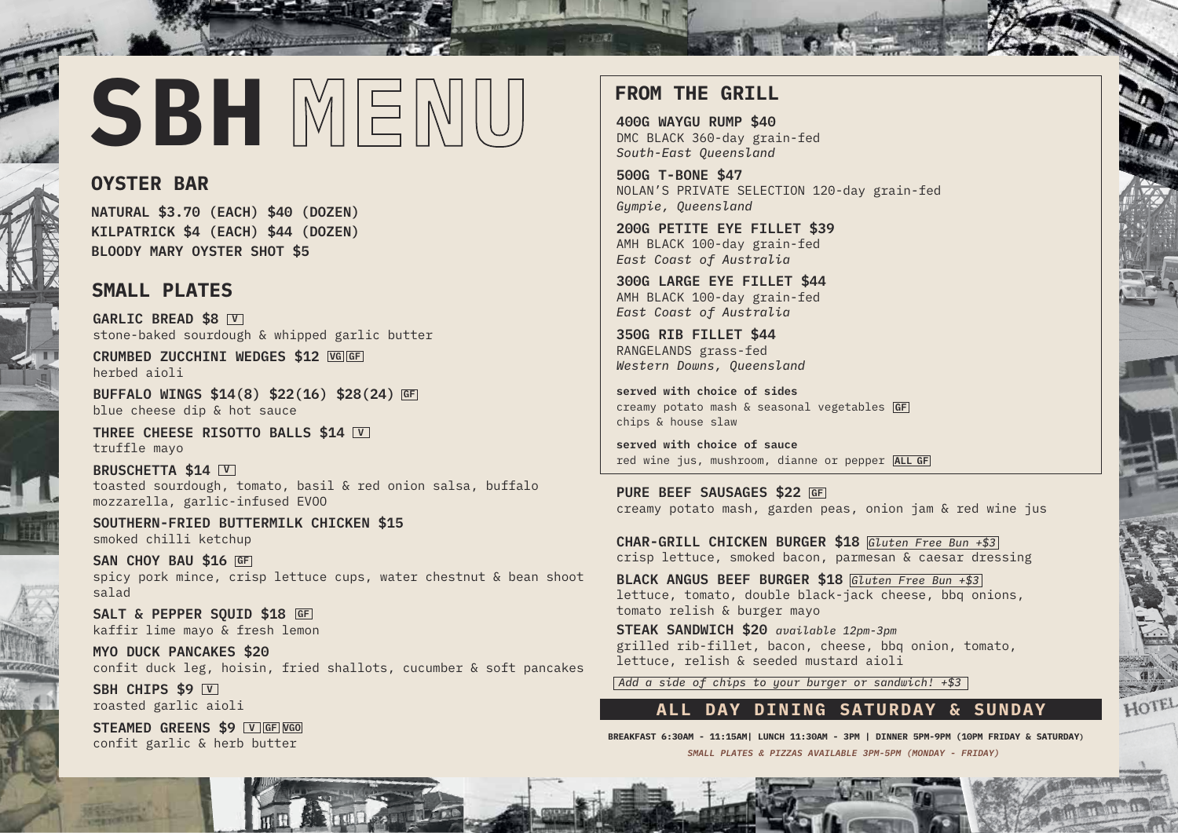# SBH MENU

## OYSTER BAR

**NATURAL $3.70 (EACH) $40 (DOZEN)**
**KILPATRICK $4 (EACH) $44 (DOZEN)**
**BLOODY MARY OYSTER SHOT $5**

## SMALL PLATES

**GARLIC BREAD $8** V
stone-baked sourdough & whipped garlic butter

**CRUMBED ZUCCHINI WEDGES $12** VG GF
herbed aioli

**BUFFALO WINGS $14(8) $22(16) $28(24)** GF
blue cheese dip & hot sauce

**THREE CHEESE RISOTTO BALLS $14** V
truffle mayo

**BRUSCHETTA $14** V
toasted sourdough, tomato, basil & red onion salsa, buffalo mozzarella, garlic-infused EVOO

**SOUTHERN-FRIED BUTTERMILK CHICKEN $15**
smoked chilli ketchup

**SAN CHOY BAU $16** GF
spicy pork mince, crisp lettuce cups, water chestnut & bean shoot salad

**SALT & PEPPER SQUID $18** GF
kaffir lime mayo & fresh lemon

**MYO DUCK PANCAKES $20**
confit duck leg, hoisin, fried shallots, cucumber & soft pancakes

**SBH CHIPS $9** V
roasted garlic aioli

**STEAMED GREENS $9** V GF VGO
confit garlic & herb butter

## FROM THE GRILL

**400G WAYGU RUMP $40**
DMC BLACK 360-day grain-fed
*South-East Queensland*

**500G T-BONE $47**
NOLAN'S PRIVATE SELECTION 120-day grain-fed
*Gympie, Queensland*

**200G PETITE EYE FILLET $39**
AMH BLACK 100-day grain-fed
*East Coast of Australia*

**300G LARGE EYE FILLET $44**
AMH BLACK 100-day grain-fed
*East Coast of Australia*

**350G RIB FILLET $44**
RANGELANDS grass-fed
*Western Downs, Queensland*

**served with choice of sides**
creamy potato mash & seasonal vegetables GF
chips & house slaw

**served with choice of sauce**
red wine jus, mushroom, dianne or pepper ALL GF

**PURE BEEF SAUSAGES $22** GF
creamy potato mash, garden peas, onion jam & red wine jus

**CHAR-GRILL CHICKEN BURGER $18** *Gluten Free Bun +$3*
crisp lettuce, smoked bacon, parmesan & caesar dressing

**BLACK ANGUS BEEF BURGER $18** *Gluten Free Bun +$3*
lettuce, tomato, double black-jack cheese, bbq onions, tomato relish & burger mayo

**STEAK SANDWICH $20** *available 12pm-3pm*
grilled rib-fillet, bacon, cheese, bbq onion, tomato, lettuce, relish & seeded mustard aioli

*Add a side of chips to your burger or sandwich! +$3*

## ALL DAY DINING SATURDAY & SUNDAY

**BREAKFAST 6:30AM - 11:15AM| LUNCH 11:30AM - 3PM | DINNER 5PM-9PM (10PM FRIDAY & SATURDAY)**

*SMALL PLATES & PIZZAS AVAILABLE 3PM-5PM (MONDAY - FRIDAY)*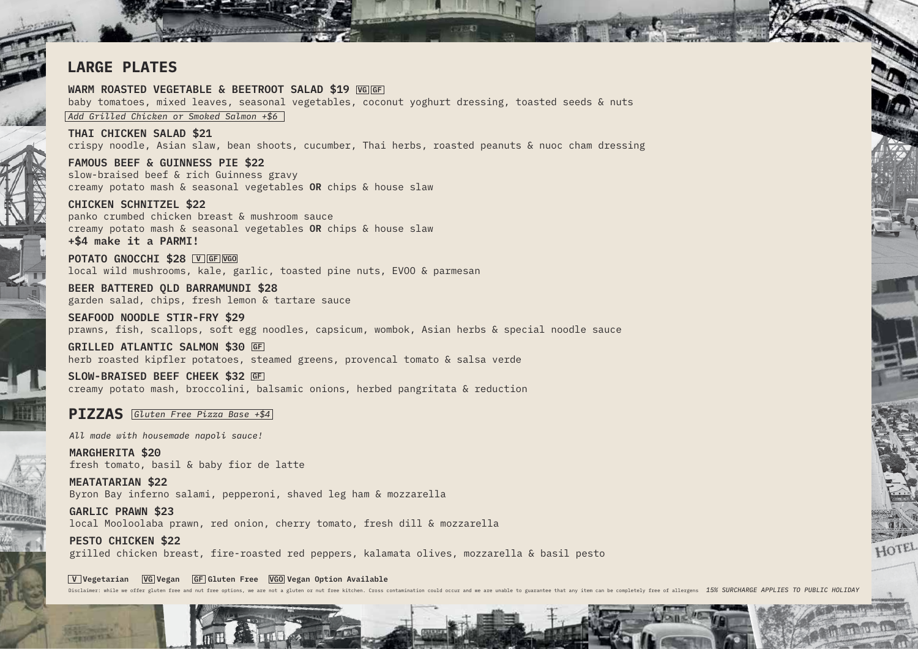## LARGE PLATES

**WARM ROASTED VEGETABLE & BEETROOT SALAD $19** VG GF
baby tomatoes, mixed leaves, seasonal vegetables, coconut yoghurt dressing, toasted seeds & nuts
*Add Grilled Chicken or Smoked Salmon +$6*

**THAI CHICKEN SALAD $21**
crispy noodle, Asian slaw, bean shoots, cucumber, Thai herbs, roasted peanuts & nuoc cham dressing

**FAMOUS BEEF & GUINNESS PIE $22**
slow-braised beef & rich Guinness gravy
creamy potato mash & seasonal vegetables **OR** chips & house slaw

**CHICKEN SCHNITZEL $22**
panko crumbed chicken breast & mushroom sauce
creamy potato mash & seasonal vegetables **OR** chips & house slaw
**+$4 make it a PARMI!**

**POTATO GNOCCHI $28** V GF VGO
local wild mushrooms, kale, garlic, toasted pine nuts, EVOO & parmesan

**BEER BATTERED QLD BARRAMUNDI $28**
garden salad, chips, fresh lemon & tartare sauce

**SEAFOOD NOODLE STIR-FRY $29**
prawns, fish, scallops, soft egg noodles, capsicum, wombok, Asian herbs & special noodle sauce

**GRILLED ATLANTIC SALMON $30** GF
herb roasted kipfler potatoes, steamed greens, provencal tomato & salsa verde

**SLOW-BRAISED BEEF CHEEK $32** GF
creamy potato mash, broccolini, balsamic onions, herbed pangritata & reduction

## PIZZAS *Gluten Free Pizza Base +$4*

*All made with housemade napoli sauce!*

**MARGHERITA $20**
fresh tomato, basil & baby fior de latte

**MEATATARIAN $22**
Byron Bay inferno salami, pepperoni, shaved leg ham & mozzarella

**GARLIC PRAWN $23**
local Mooloolaba prawn, red onion, cherry tomato, fresh dill & mozzarella

**PESTO CHICKEN $22**
grilled chicken breast, fire-roasted red peppers, kalamata olives, mozzarella & basil pesto

**V Vegetarian  VG Vegan  GF Gluten Free  VGO Vegan Option Available**

Disclaimer: while we offer gluten free and nut free options, we are not a gluten or nut free kitchen. Cross contamination could occur and we are unable to guarantee that any item can be completely free of allergens *15% SURCHARGE APPLIES TO PUBLIC HOLIDAY*